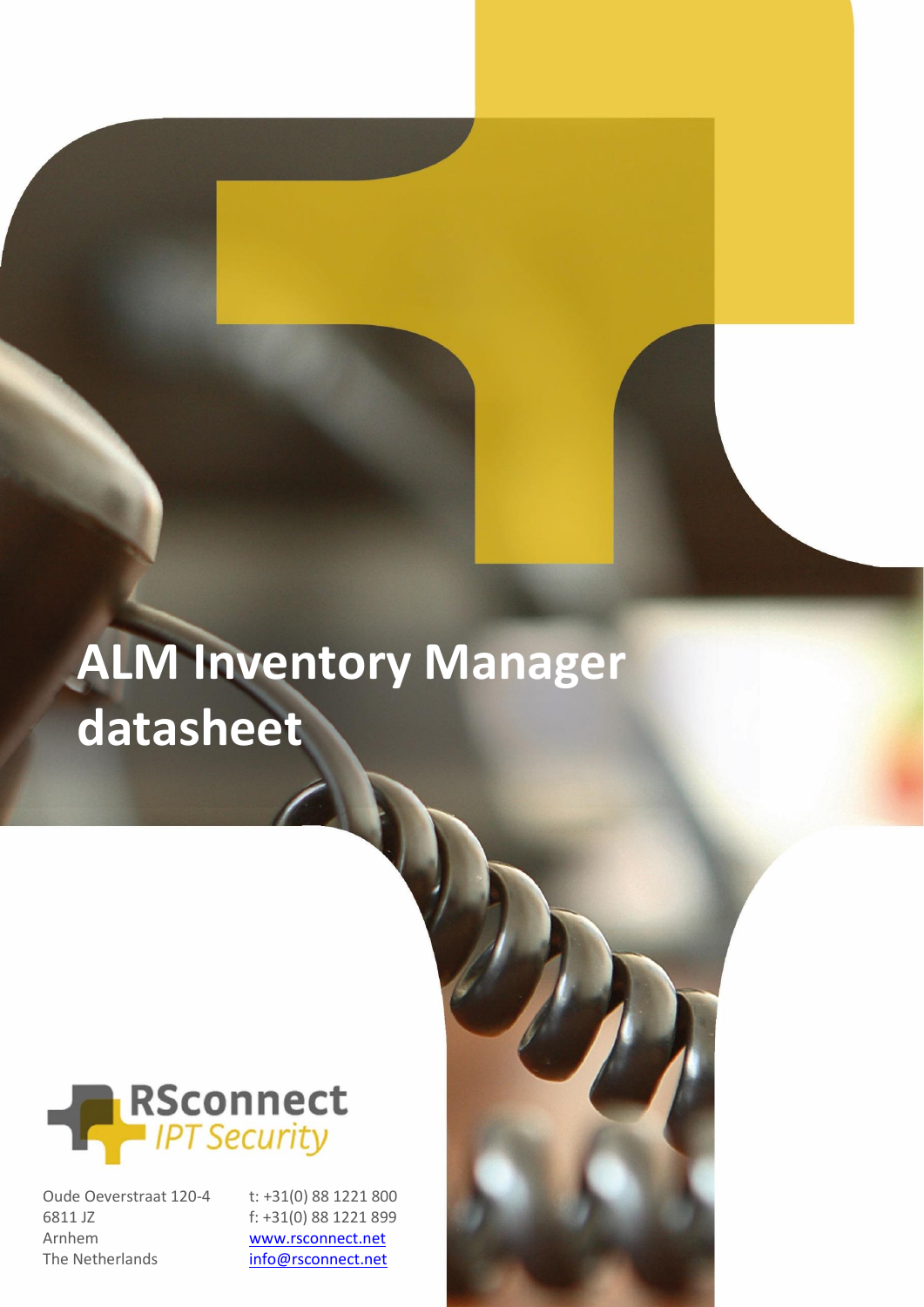# ALM Inventory Manager datasheet

RSconnect
*IPT Security*

Oude Oeverstraat 120-4
6811 JZ
Arnhem
The Netherlands

t: +31(0) 88 1221 800
f: +31(0) 88 1221 899
www.rsconnect.net
info@rsconnect.net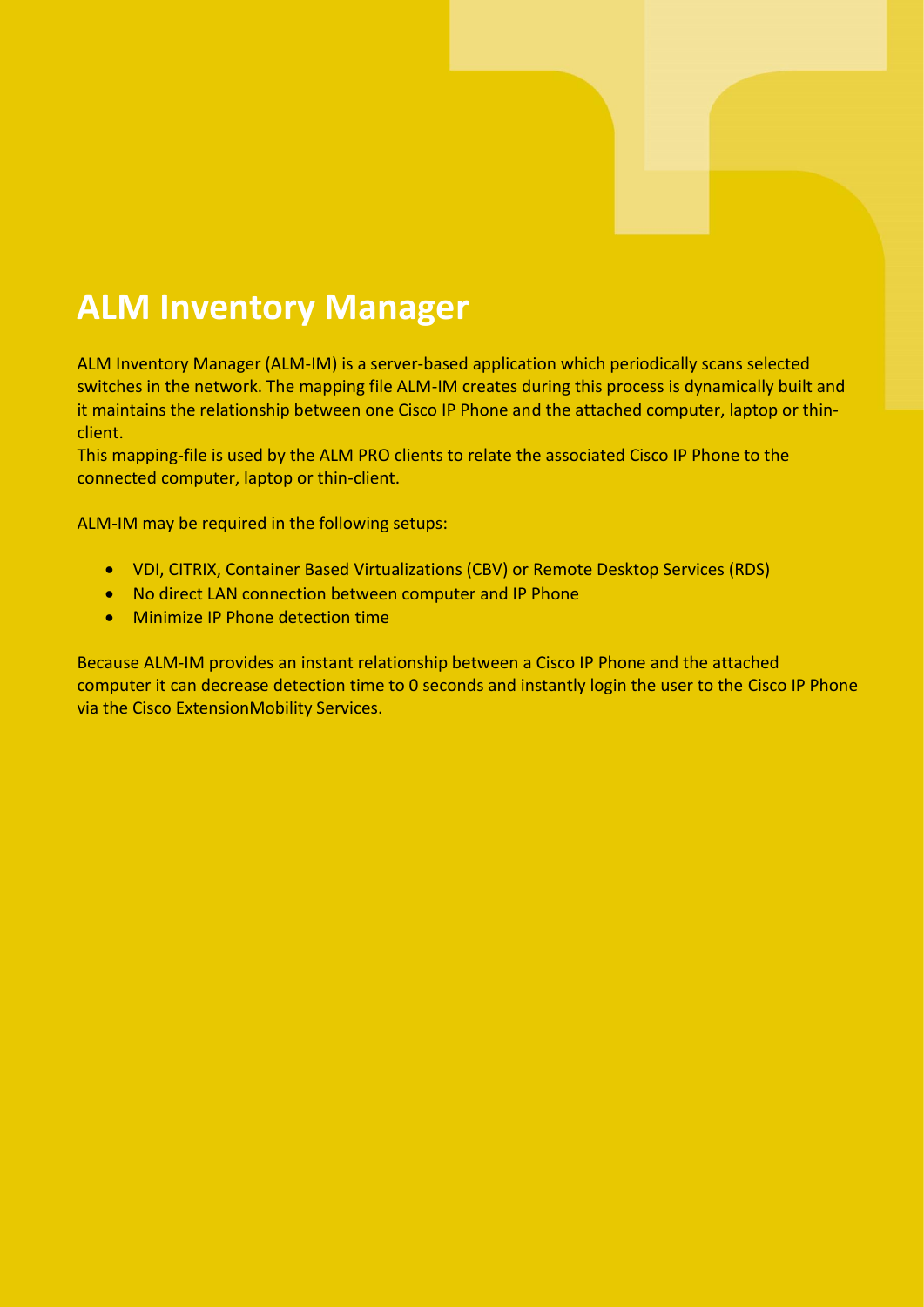# ALM Inventory Manager

ALM Inventory Manager (ALM-IM) is a server-based application which periodically scans selected switches in the network. The mapping file ALM-IM creates during this process is dynamically built and it maintains the relationship between one Cisco IP Phone and the attached computer, laptop or thin-client.
This mapping-file is used by the ALM PRO clients to relate the associated Cisco IP Phone to the connected computer, laptop or thin-client.

ALM-IM may be required in the following setups:

- VDI, CITRIX, Container Based Virtualizations (CBV) or Remote Desktop Services (RDS)
- No direct LAN connection between computer and IP Phone
- Minimize IP Phone detection time

Because ALM-IM provides an instant relationship between a Cisco IP Phone and the attached computer it can decrease detection time to 0 seconds and instantly login the user to the Cisco IP Phone via the Cisco ExtensionMobility Services.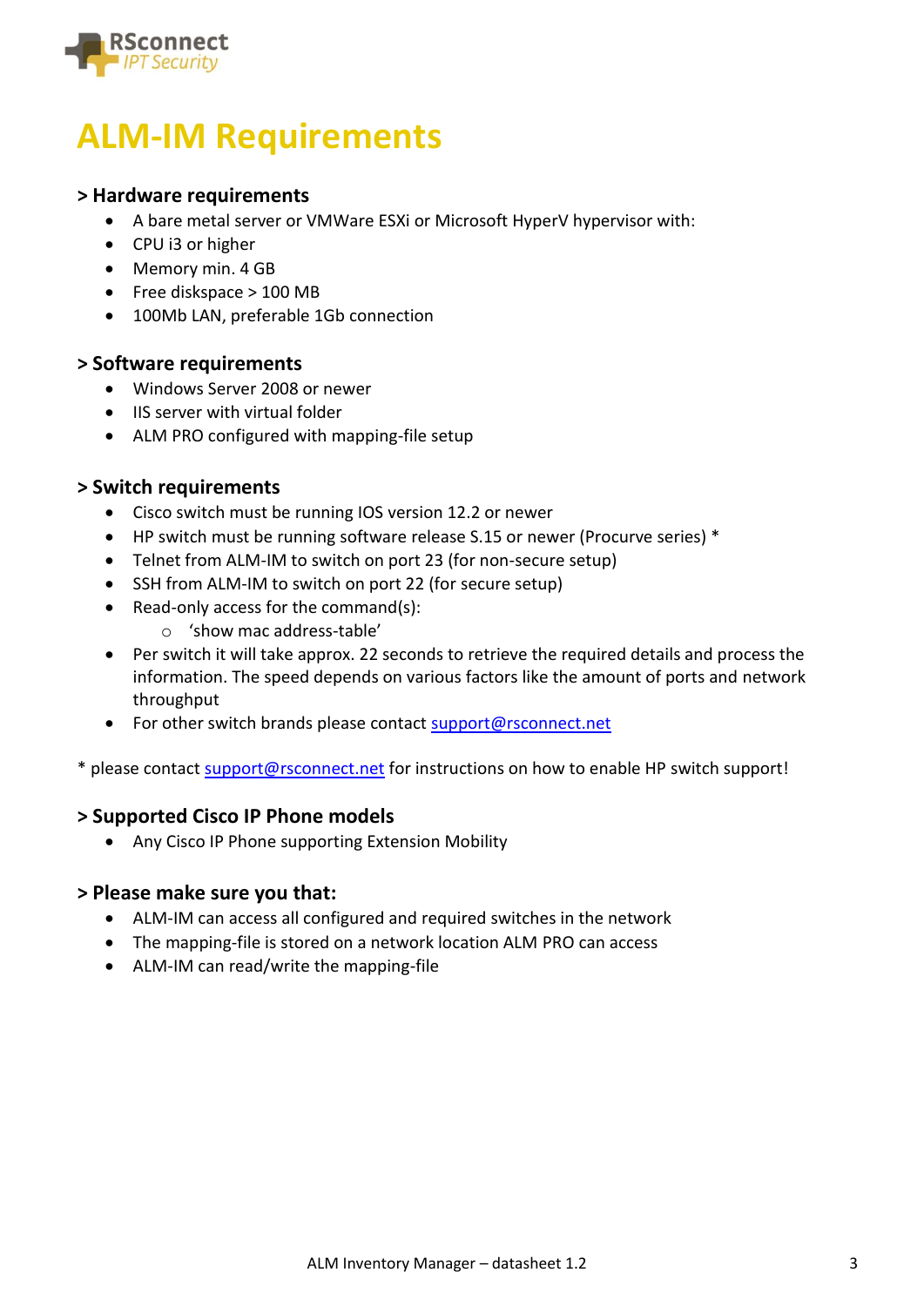# ALM-IM Requirements

### > Hardware requirements

- A bare metal server or VMWare ESXi or Microsoft HyperV hypervisor with:
- CPU i3 or higher
- Memory min. 4 GB
- Free diskspace > 100 MB
- 100Mb LAN, preferable 1Gb connection

### > Software requirements

- Windows Server 2008 or newer
- IIS server with virtual folder
- ALM PRO configured with mapping-file setup

### > Switch requirements

- Cisco switch must be running IOS version 12.2 or newer
- HP switch must be running software release S.15 or newer (Procurve series) *
- Telnet from ALM-IM to switch on port 23 (for non-secure setup)
- SSH from ALM-IM to switch on port 22 (for secure setup)
- Read-only access for the command(s):
  - 'show mac address-table'
- Per switch it will take approx. 22 seconds to retrieve the required details and process the information. The speed depends on various factors like the amount of ports and network throughput
- For other switch brands please contact support@rsconnect.net

* please contact support@rsconnect.net for instructions on how to enable HP switch support!

### > Supported Cisco IP Phone models

- Any Cisco IP Phone supporting Extension Mobility

### > Please make sure you that:

- ALM-IM can access all configured and required switches in the network
- The mapping-file is stored on a network location ALM PRO can access
- ALM-IM can read/write the mapping-file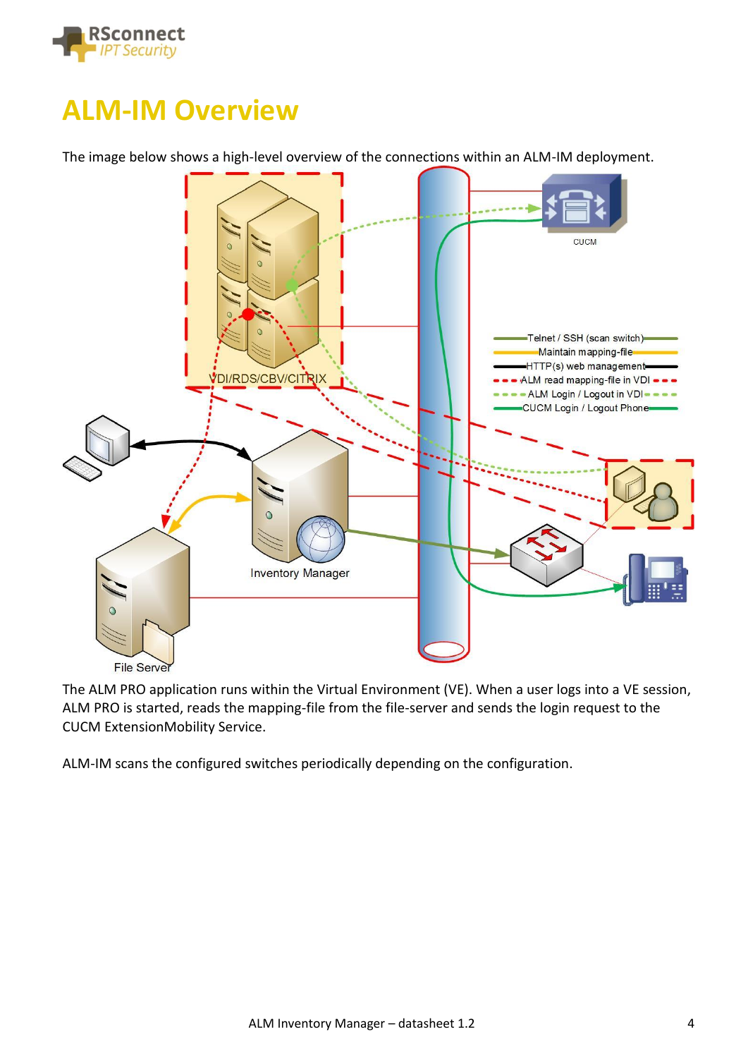# ALM-IM Overview

The image below shows a high-level overview of the connections within an ALM-IM deployment.

The ALM PRO application runs within the Virtual Environment (VE). When a user logs into a VE session, ALM PRO is started, reads the mapping-file from the file-server and sends the login request to the CUCM ExtensionMobility Service.

ALM-IM scans the configured switches periodically depending on the configuration.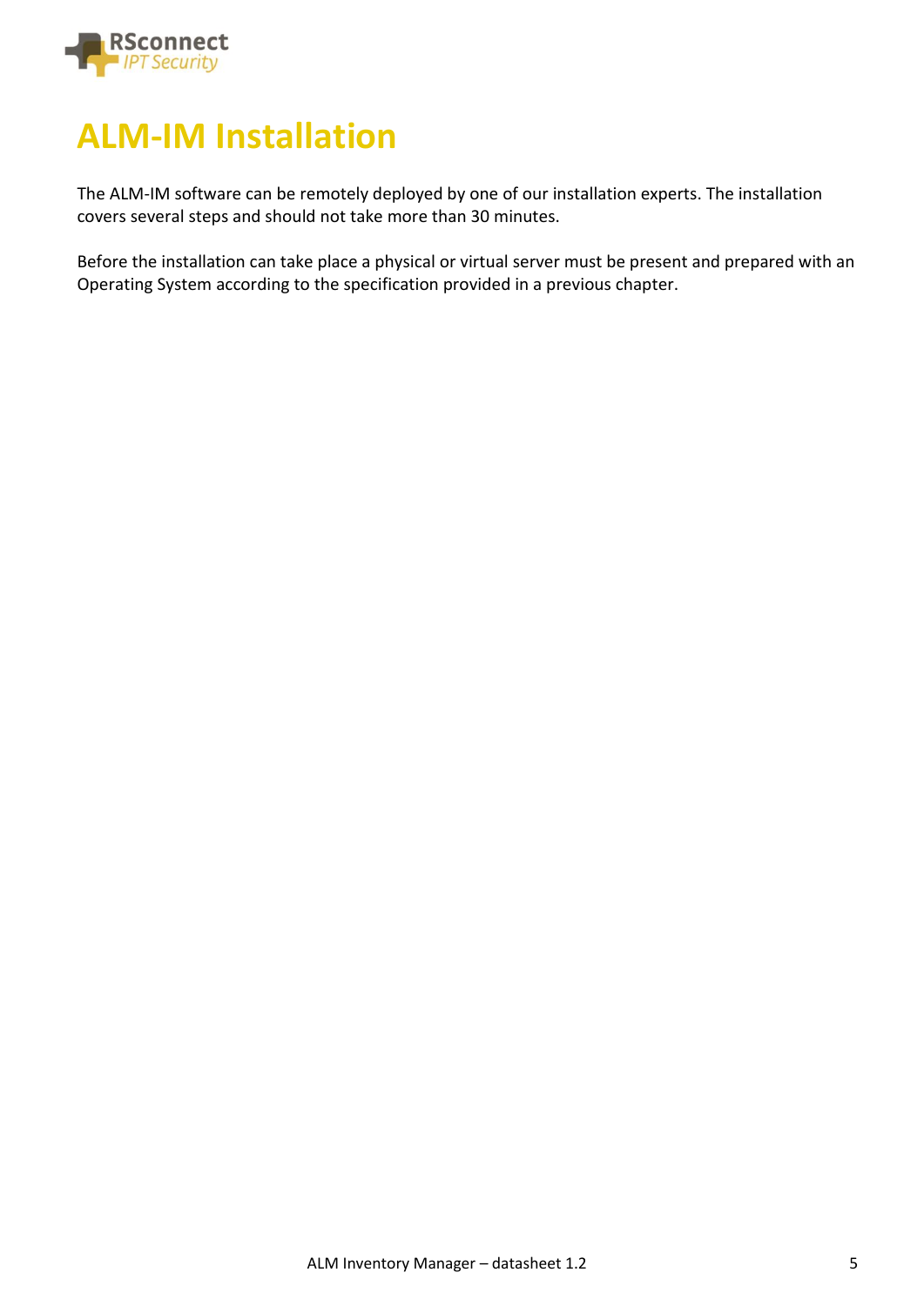# ALM-IM Installation

The ALM-IM software can be remotely deployed by one of our installation experts. The installation covers several steps and should not take more than 30 minutes.

Before the installation can take place a physical or virtual server must be present and prepared with an Operating System according to the specification provided in a previous chapter.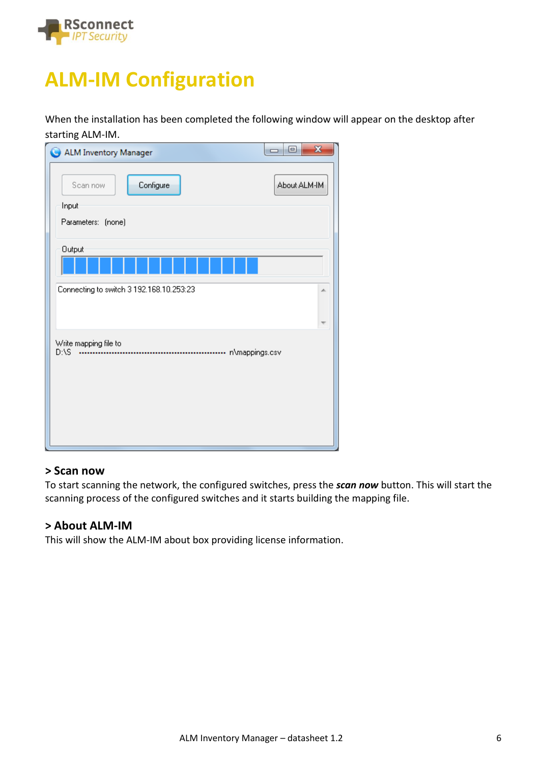# ALM-IM Configuration

When the installation has been completed the following window will appear on the desktop after starting ALM-IM.

ALM Inventory Manager

Scan now | Configure | About ALM-IM

Input

Parameters: (none)

Output

Connecting to switch 3 192.168.10.253:23

Write mapping file to
D:\S ........................................................ n\mappings.csv

### > Scan now

To start scanning the network, the configured switches, press the ***scan now*** button. This will start the scanning process of the configured switches and it starts building the mapping file.

### > About ALM-IM

This will show the ALM-IM about box providing license information.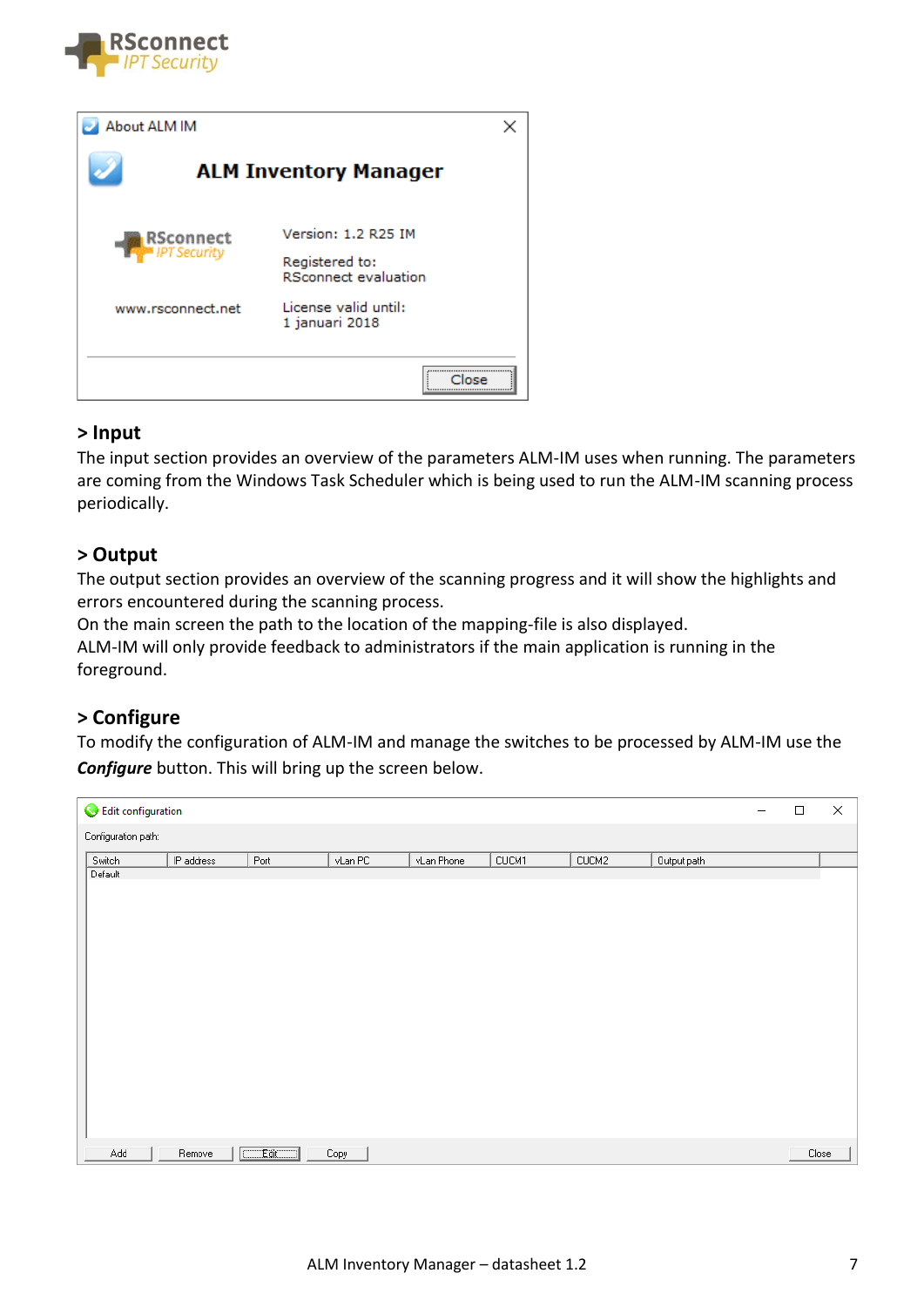About ALM IM

**ALM Inventory Manager**

RSconnect IPT Security

Version: 1.2 R25 IM

Registered to:
RSconnect evaluation

www.rsconnect.net

License valid until:
1 januari 2018

Close

## > Input

The input section provides an overview of the parameters ALM-IM uses when running. The parameters are coming from the Windows Task Scheduler which is being used to run the ALM-IM scanning process periodically.

## > Output

The output section provides an overview of the scanning progress and it will show the highlights and errors encountered during the scanning process.
On the main screen the path to the location of the mapping-file is also displayed.
ALM-IM will only provide feedback to administrators if the main application is running in the foreground.

## > Configure

To modify the configuration of ALM-IM and manage the switches to be processed by ALM-IM use the ***Configure*** button. This will bring up the screen below.

Edit configuration

Configuration path:

| Switch | IP address | Port | vLan PC | vLan Phone | CUCM1 | CUCM2 | Output path |
|---|---|---|---|---|---|---|---|
| Default | | | | | | | |

Add | Remove | Edit | Copy | Close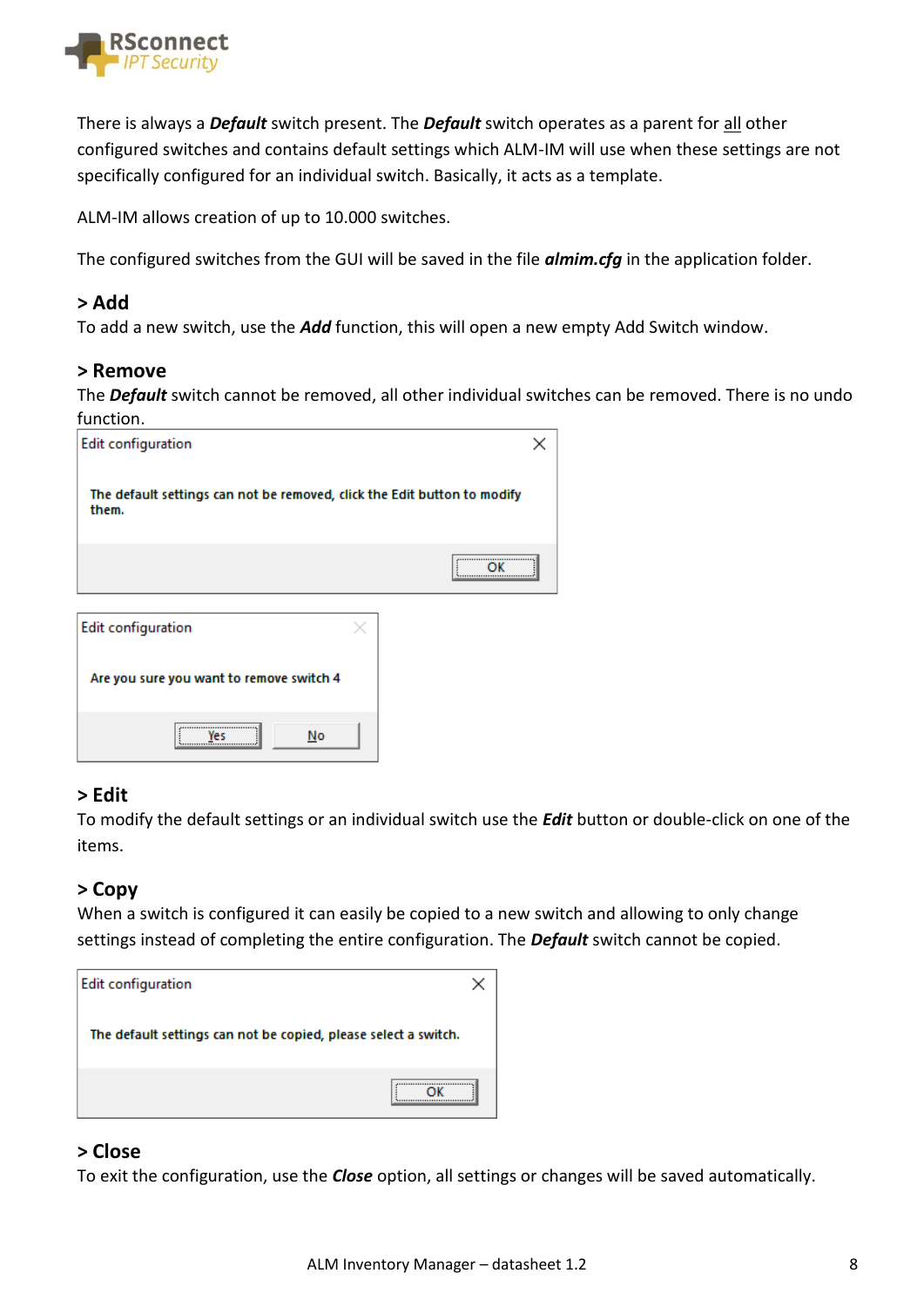There is always a ***Default*** switch present. The ***Default*** switch operates as a parent for all other configured switches and contains default settings which ALM-IM will use when these settings are not specifically configured for an individual switch. Basically, it acts as a template.

ALM-IM allows creation of up to 10.000 switches.

The configured switches from the GUI will be saved in the file ***almim.cfg*** in the application folder.

### > Add

To add a new switch, use the ***Add*** function, this will open a new empty Add Switch window.

### > Remove

The ***Default*** switch cannot be removed, all other individual switches can be removed. There is no undo function.

Edit configuration

The default settings can not be removed, click the Edit button to modify them.

OK

Edit configuration

Are you sure you want to remove switch 4

Yes No

### > Edit

To modify the default settings or an individual switch use the ***Edit*** button or double-click on one of the items.

### > Copy

When a switch is configured it can easily be copied to a new switch and allowing to only change settings instead of completing the entire configuration. The ***Default*** switch cannot be copied.

Edit configuration

The default settings can not be copied, please select a switch.

OK

### > Close

To exit the configuration, use the ***Close*** option, all settings or changes will be saved automatically.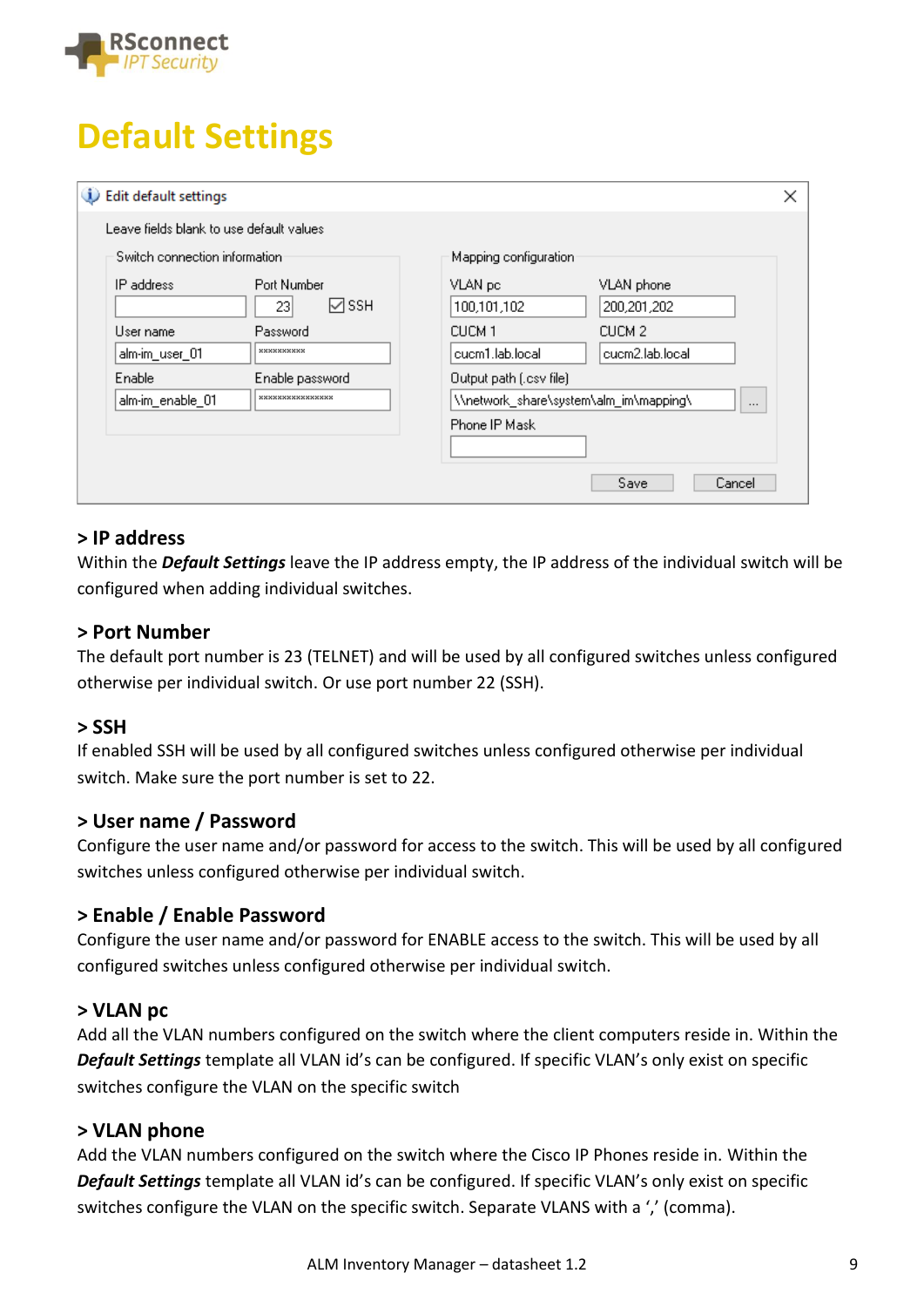# Default Settings

### > IP address

Within the ***Default Settings*** leave the IP address empty, the IP address of the individual switch will be configured when adding individual switches.

### > Port Number

The default port number is 23 (TELNET) and will be used by all configured switches unless configured otherwise per individual switch. Or use port number 22 (SSH).

### > SSH

If enabled SSH will be used by all configured switches unless configured otherwise per individual switch. Make sure the port number is set to 22.

### > User name / Password

Configure the user name and/or password for access to the switch. This will be used by all configured switches unless configured otherwise per individual switch.

### > Enable / Enable Password

Configure the user name and/or password for ENABLE access to the switch. This will be used by all configured switches unless configured otherwise per individual switch.

### > VLAN pc

Add all the VLAN numbers configured on the switch where the client computers reside in. Within the ***Default Settings*** template all VLAN id's can be configured. If specific VLAN's only exist on specific switches configure the VLAN on the specific switch

### > VLAN phone

Add the VLAN numbers configured on the switch where the Cisco IP Phones reside in. Within the ***Default Settings*** template all VLAN id's can be configured. If specific VLAN's only exist on specific switches configure the VLAN on the specific switch. Separate VLANS with a ',' (comma).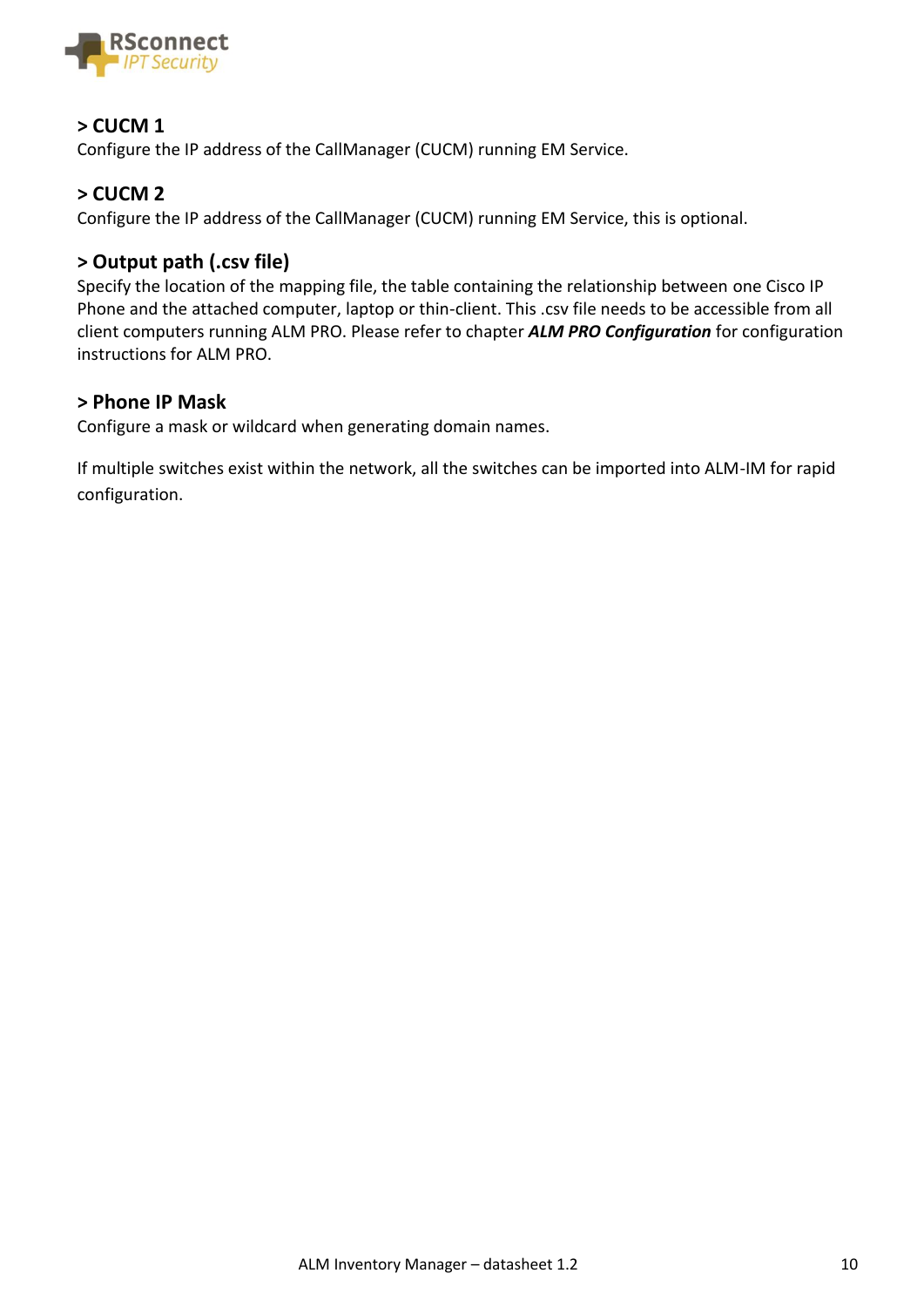### > CUCM 1

Configure the IP address of the CallManager (CUCM) running EM Service.

### > CUCM 2

Configure the IP address of the CallManager (CUCM) running EM Service, this is optional.

### > Output path (.csv file)

Specify the location of the mapping file, the table containing the relationship between one Cisco IP Phone and the attached computer, laptop or thin-client. This .csv file needs to be accessible from all client computers running ALM PRO. Please refer to chapter ***ALM PRO Configuration*** for configuration instructions for ALM PRO.

### > Phone IP Mask

Configure a mask or wildcard when generating domain names.

If multiple switches exist within the network, all the switches can be imported into ALM-IM for rapid configuration.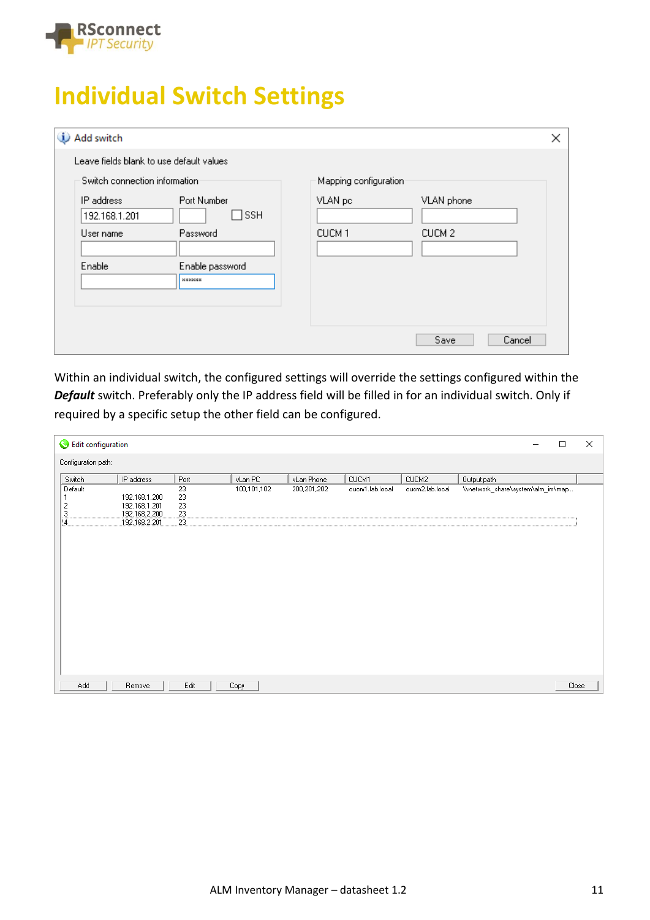# Individual Switch Settings

Add switch

Leave fields blank to use default values

Switch connection information

| IP address | Port Number | SSH |
|---|---|---|
| 192.168.1.201 | | ☐ |

| User name | Password |
|---|---|
| | |

| Enable | Enable password |
|---|---|
| | ****** |

Mapping configuration

| VLAN pc | VLAN phone |
|---|---|
| | |

| CUCM 1 | CUCM 2 |
|---|---|
| | |

Save | Cancel

Within an individual switch, the configured settings will override the settings configured within the ***Default*** switch. Preferably only the IP address field will be filled in for an individual switch. Only if required by a specific setup the other field can be configured.

Edit configuration

Configuraton path:

| Switch | IP address | Port | vLan PC | vLan Phone | CUCM1 | CUCM2 | Output path |
|---|---|---|---|---|---|---|---|
| Default | | 23 | 100,101,102 | 200,201,202 | cucm1.lab.local | cucm2.lab.local | \\network_share\system\alm_im\map... |
| 1 | 192.168.1.200 | 23 | | | | | |
| 2 | 192.168.1.201 | 23 | | | | | |
| 3 | 192.168.2.200 | 23 | | | | | |
| 4 | 192.168.2.201 | 23 | | | | | |

Add | Remove | Edit | Copy | Close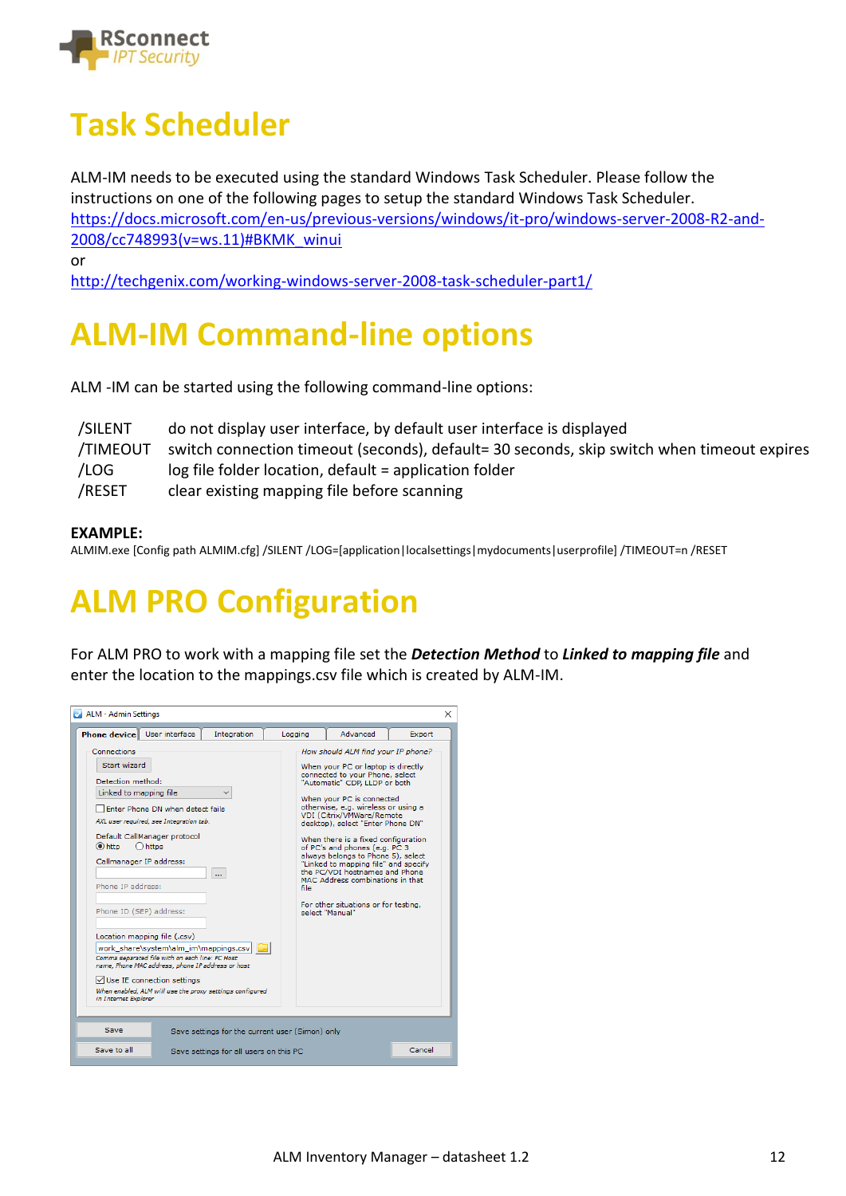# Task Scheduler

ALM-IM needs to be executed using the standard Windows Task Scheduler. Please follow the instructions on one of the following pages to setup the standard Windows Task Scheduler.
https://docs.microsoft.com/en-us/previous-versions/windows/it-pro/windows-server-2008-R2-and-2008/cc748993(v=ws.11)#BKMK_winui
or
http://techgenix.com/working-windows-server-2008-task-scheduler-part1/

# ALM-IM Command-line options

ALM -IM can be started using the following command-line options:

| | |
|---|---|
| /SILENT | do not display user interface, by default user interface is displayed |
| /TIMEOUT | switch connection timeout (seconds), default= 30 seconds, skip switch when timeout expires |
| /LOG | log file folder location, default = application folder |
| /RESET | clear existing mapping file before scanning |

**EXAMPLE:**
ALMIM.exe [Config path ALMIM.cfg] /SILENT /LOG=[application|localsettings|mydocuments|userprofile] /TIMEOUT=n /RESET

# ALM PRO Configuration

For ALM PRO to work with a mapping file set the ***Detection Method*** to ***Linked to mapping file*** and enter the location to the mappings.csv file which is created by ALM-IM.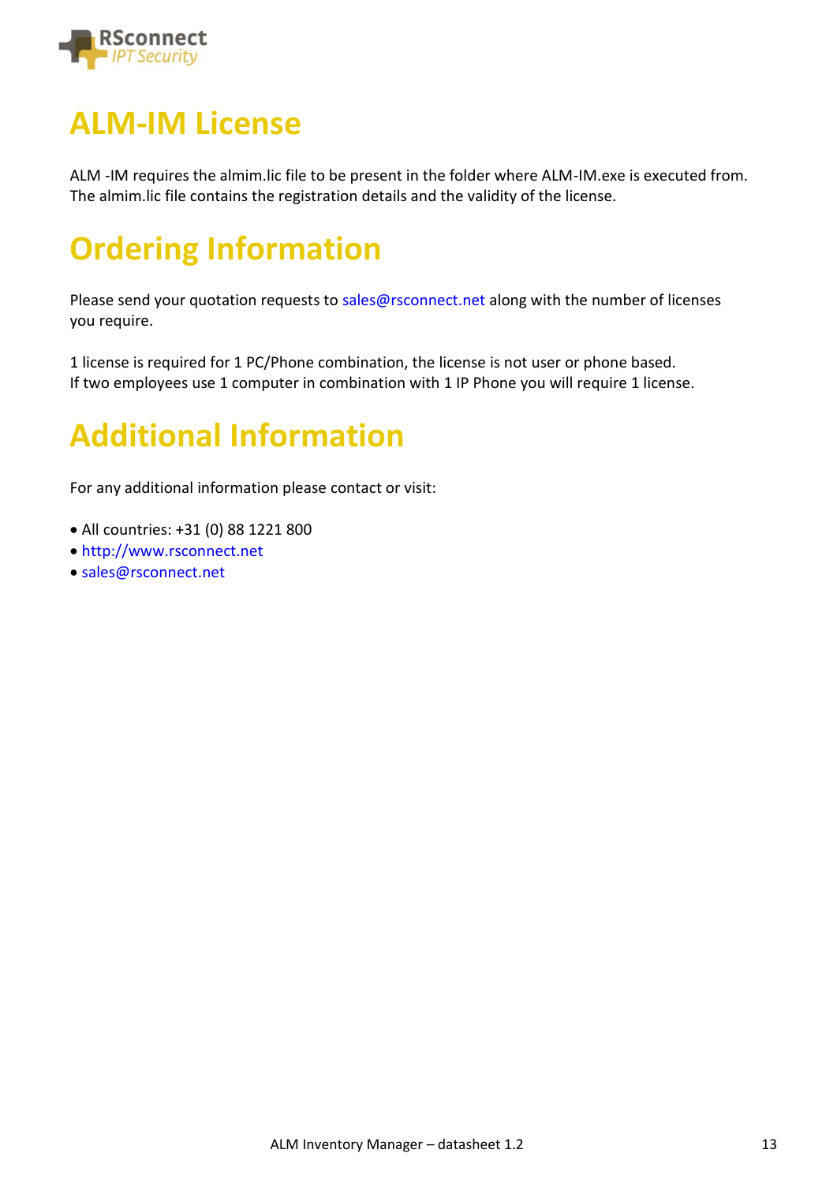# ALM-IM License

ALM -IM requires the almim.lic file to be present in the folder where ALM-IM.exe is executed from. The almim.lic file contains the registration details and the validity of the license.

# Ordering Information

Please send your quotation requests to sales@rsconnect.net along with the number of licenses you require.

1 license is required for 1 PC/Phone combination, the license is not user or phone based.
If two employees use 1 computer in combination with 1 IP Phone you will require 1 license.

# Additional Information

For any additional information please contact or visit:

- All countries: +31 (0) 88 1221 800
- http://www.rsconnect.net
- sales@rsconnect.net